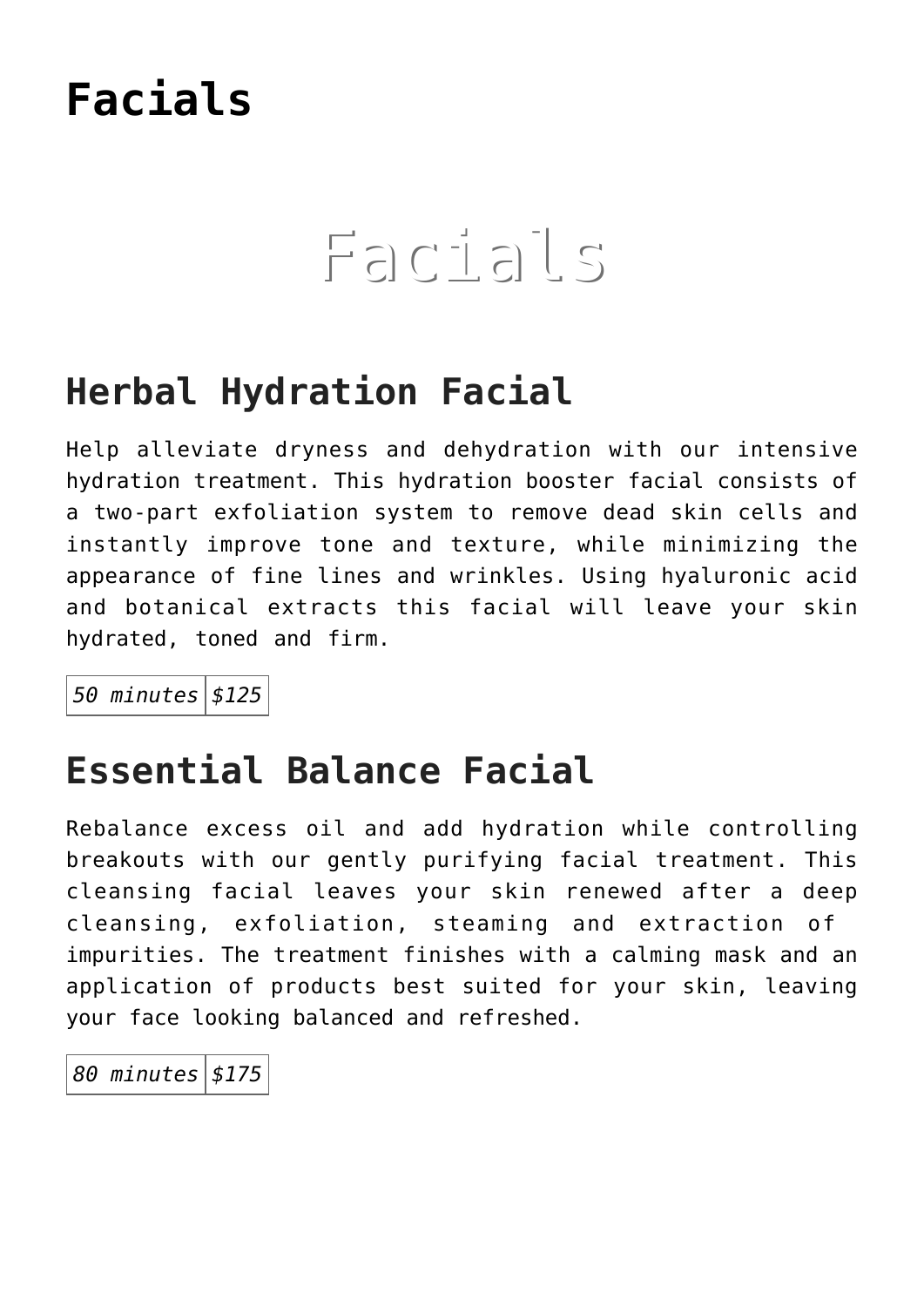# Facials

Facials

## Herbal Hydration Facial

Help alleviate dryness and dehydration with our intensive hydration treatment. This hydration booster facial consists of a two-part exfoliation system to remove dead skin cells and instantly improve tone and texture, while minimizing the appearance of fine lines and wrinkles. Using hyaluronic acid and botanical extracts this facial will leave your skin hydrated, toned and firm.

| *50 minutes* | *$125* |
|---|---|

## Essential Balance Facial

Rebalance excess oil and add hydration while controlling breakouts with our gently purifying facial treatment. This cleansing facial leaves your skin renewed after a deep cleansing, exfoliation, steaming and extraction of impurities. The treatment finishes with a calming mask and an application of products best suited for your skin, leaving your face looking balanced and refreshed.

| *80 minutes* | *$175* |
|---|---|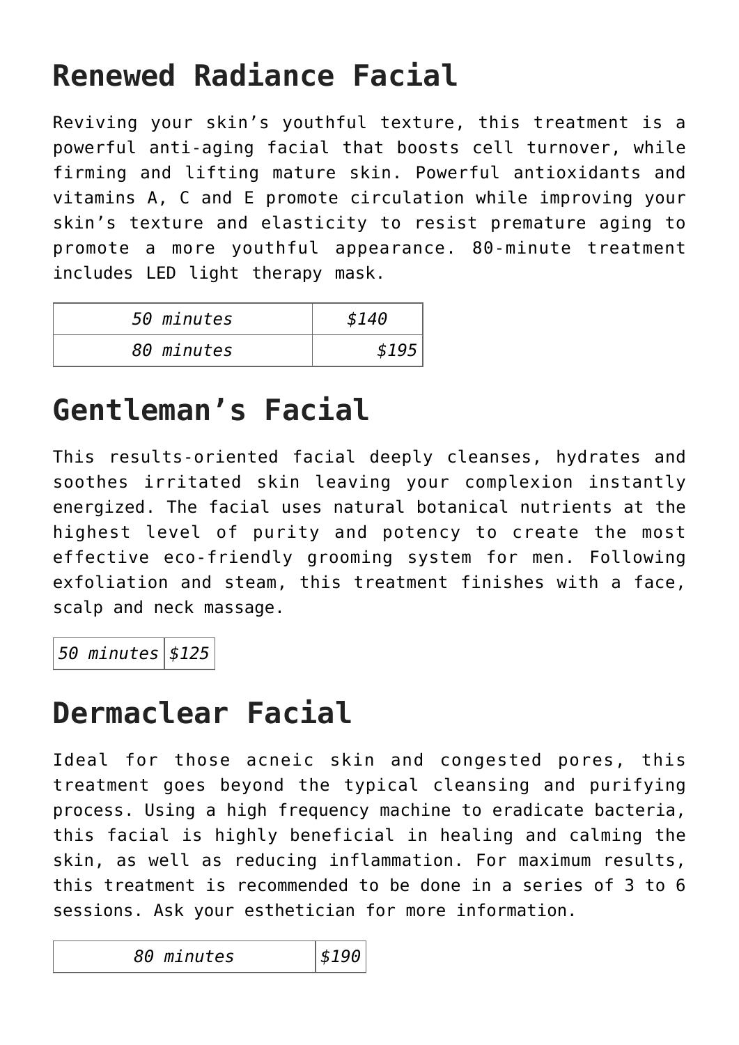# Renewed Radiance Facial

Reviving your skin's youthful texture, this treatment is a powerful anti-aging facial that boosts cell turnover, while firming and lifting mature skin. Powerful antioxidants and vitamins A, C and E promote circulation while improving your skin's texture and elasticity to resist premature aging to promote a more youthful appearance. 80-minute treatment includes LED light therapy mask.

| | |
|---|---|
| *50 minutes* | *$140* |
| *80 minutes* | *$195* |

# Gentleman's Facial

This results-oriented facial deeply cleanses, hydrates and soothes irritated skin leaving your complexion instantly energized. The facial uses natural botanical nutrients at the highest level of purity and potency to create the most effective eco-friendly grooming system for men. Following exfoliation and steam, this treatment finishes with a face, scalp and neck massage.

| | |
|---|---|
| *50 minutes* | *$125* |

# Dermaclear Facial

Ideal for those acneic skin and congested pores, this treatment goes beyond the typical cleansing and purifying process. Using a high frequency machine to eradicate bacteria, this facial is highly beneficial in healing and calming the skin, as well as reducing inflammation. For maximum results, this treatment is recommended to be done in a series of 3 to 6 sessions. Ask your esthetician for more information.

| | |
|---|---|
| *80 minutes* | *$190* |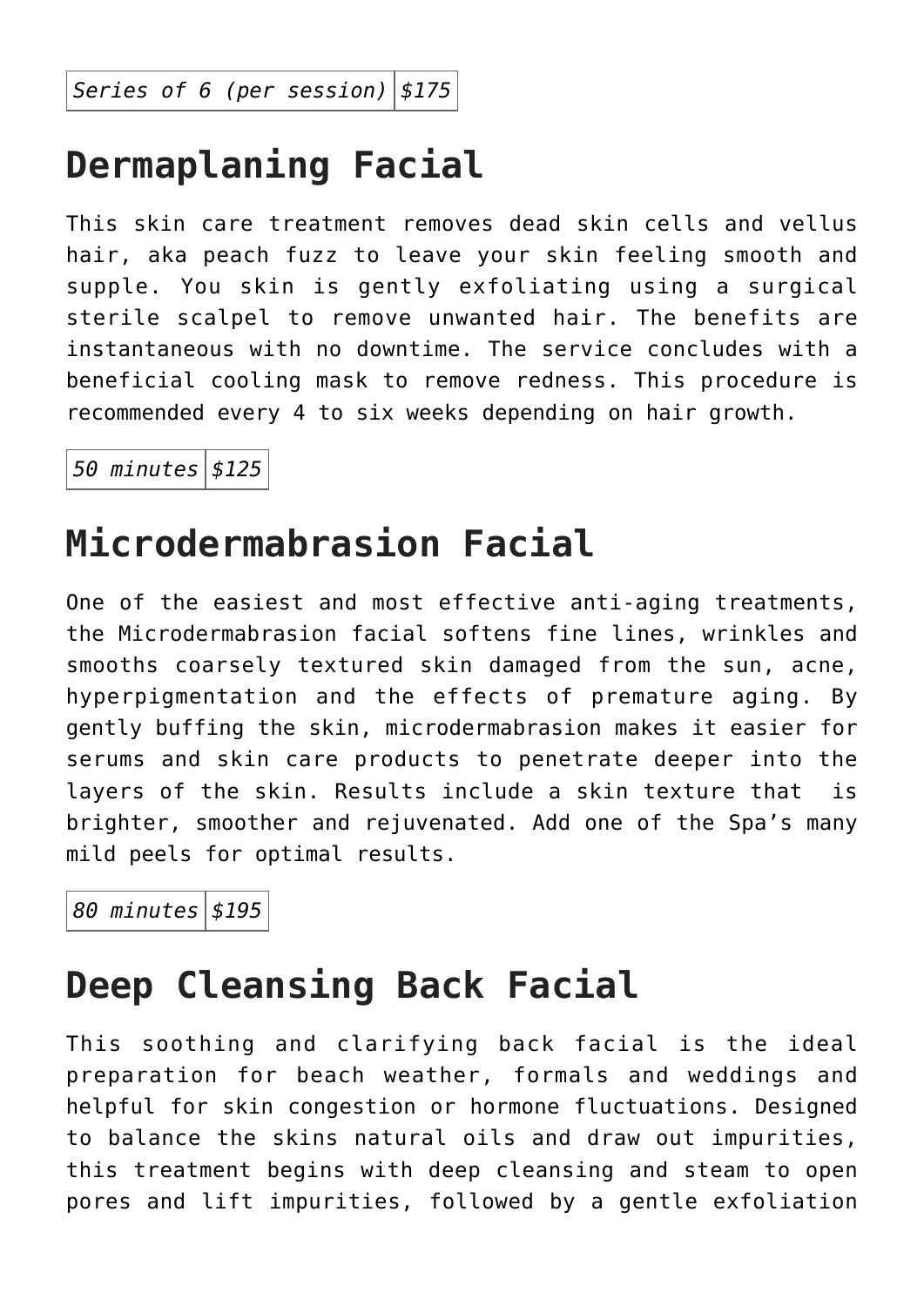| *Series of 6 (per session)* | *$175* |
|---|---|

## Dermaplaning Facial

This skin care treatment removes dead skin cells and vellus hair, aka peach fuzz to leave your skin feeling smooth and supple. You skin is gently exfoliating using a surgical sterile scalpel to remove unwanted hair. The benefits are instantaneous with no downtime. The service concludes with a beneficial cooling mask to remove redness. This procedure is recommended every 4 to six weeks depending on hair growth.

| *50 minutes* | *$125* |
|---|---|

## Microdermabrasion Facial

One of the easiest and most effective anti-aging treatments, the Microdermabrasion facial softens fine lines, wrinkles and smooths coarsely textured skin damaged from the sun, acne, hyperpigmentation and the effects of premature aging. By gently buffing the skin, microdermabrasion makes it easier for serums and skin care products to penetrate deeper into the layers of the skin. Results include a skin texture that is brighter, smoother and rejuvenated. Add one of the Spa's many mild peels for optimal results.

| *80 minutes* | *$195* |
|---|---|

## Deep Cleansing Back Facial

This soothing and clarifying back facial is the ideal preparation for beach weather, formals and weddings and helpful for skin congestion or hormone fluctuations. Designed to balance the skins natural oils and draw out impurities, this treatment begins with deep cleansing and steam to open pores and lift impurities, followed by a gentle exfoliation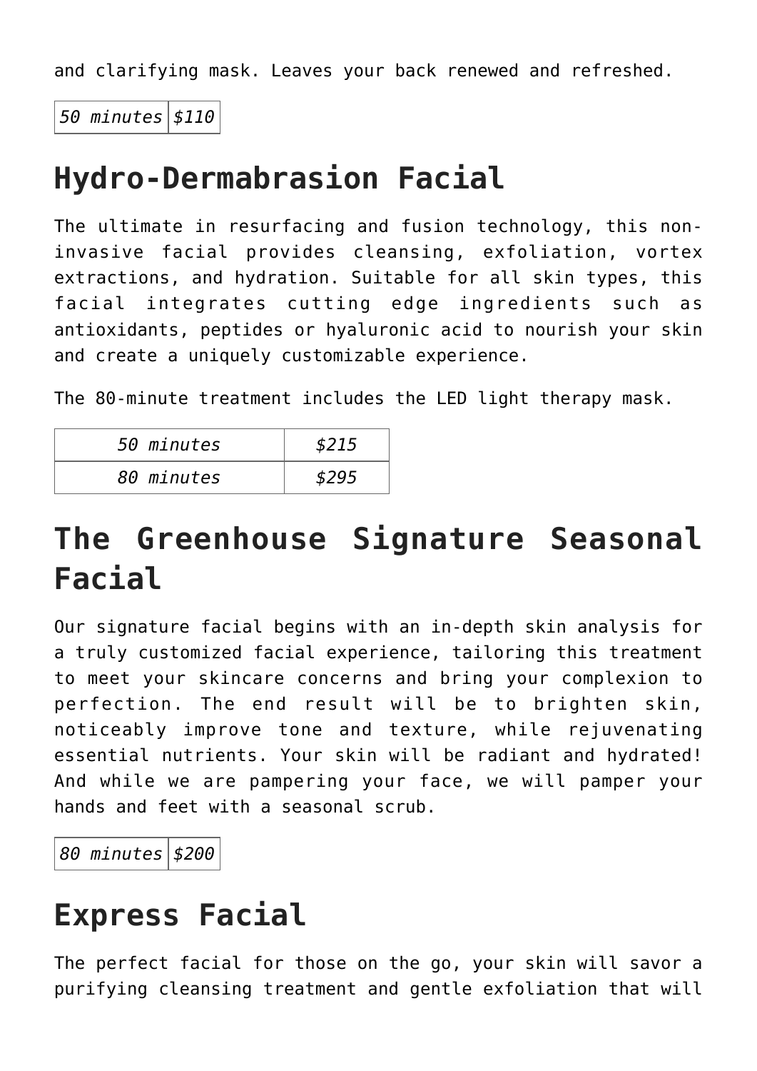and clarifying mask. Leaves your back renewed and refreshed.

| *50 minutes* | *$110* |
| --- | --- |

# Hydro-Dermabrasion Facial

The ultimate in resurfacing and fusion technology, this non-invasive facial provides cleansing, exfoliation, vortex extractions, and hydration. Suitable for all skin types, this facial integrates cutting edge ingredients such as antioxidants, peptides or hyaluronic acid to nourish your skin and create a uniquely customizable experience.

The 80-minute treatment includes the LED light therapy mask.

| *50 minutes* | *$215* |
| --- | --- |
| *80 minutes* | *$295* |

# The Greenhouse Signature Seasonal Facial

Our signature facial begins with an in-depth skin analysis for a truly customized facial experience, tailoring this treatment to meet your skincare concerns and bring your complexion to perfection. The end result will be to brighten skin, noticeably improve tone and texture, while rejuvenating essential nutrients. Your skin will be radiant and hydrated! And while we are pampering your face, we will pamper your hands and feet with a seasonal scrub.

| *80 minutes* | *$200* |
| --- | --- |

# Express Facial

The perfect facial for those on the go, your skin will savor a purifying cleansing treatment and gentle exfoliation that will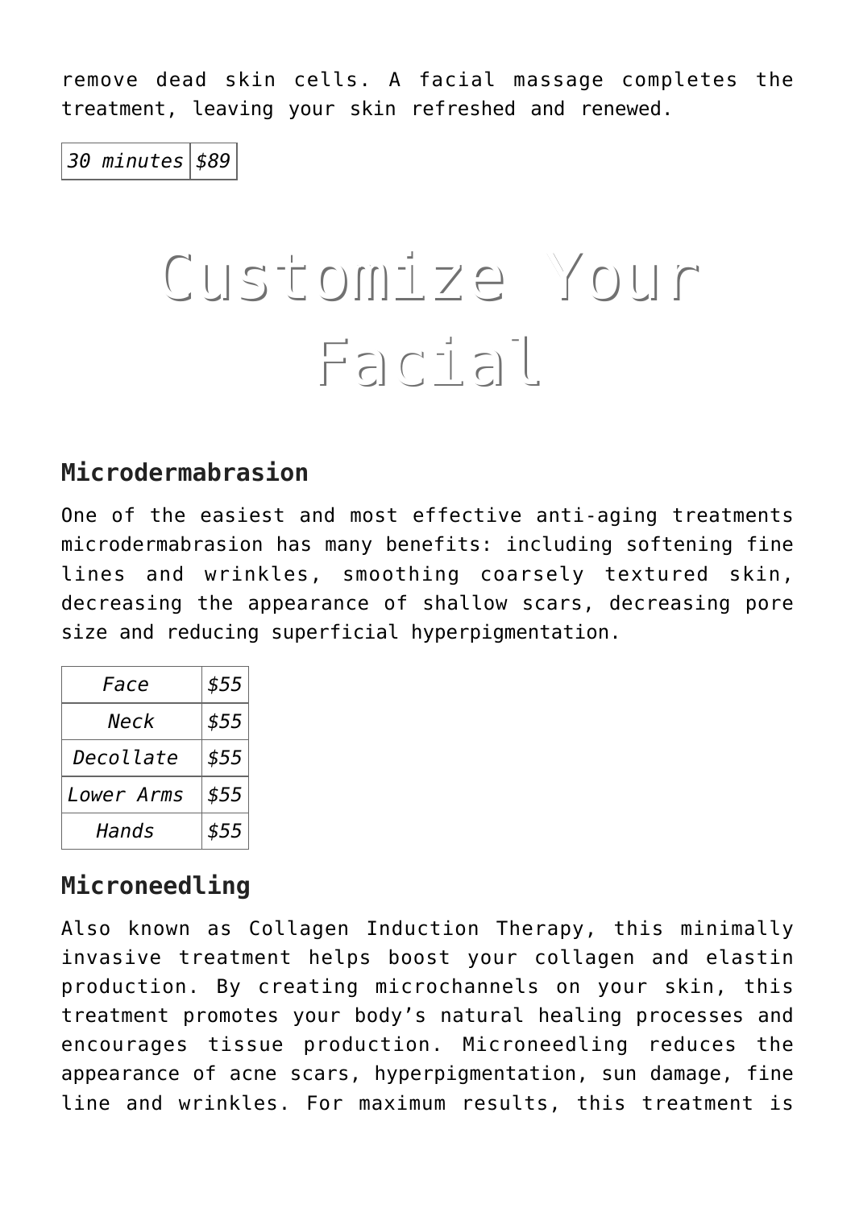remove dead skin cells. A facial massage completes the treatment, leaving your skin refreshed and renewed.

| *30 minutes* | *$89* |
|---|---|

# Customize Your Facial

### Microdermabrasion

One of the easiest and most effective anti-aging treatments microdermabrasion has many benefits: including softening fine lines and wrinkles, smoothing coarsely textured skin, decreasing the appearance of shallow scars, decreasing pore size and reducing superficial hyperpigmentation.

| *Face* | *$55* |
|---|---|
| *Neck* | *$55* |
| *Decollate* | *$55* |
| *Lower Arms* | *$55* |
| *Hands* | *$55* |

### Microneedling

Also known as Collagen Induction Therapy, this minimally invasive treatment helps boost your collagen and elastin production. By creating microchannels on your skin, this treatment promotes your body’s natural healing processes and encourages tissue production. Microneedling reduces the appearance of acne scars, hyperpigmentation, sun damage, fine line and wrinkles. For maximum results, this treatment is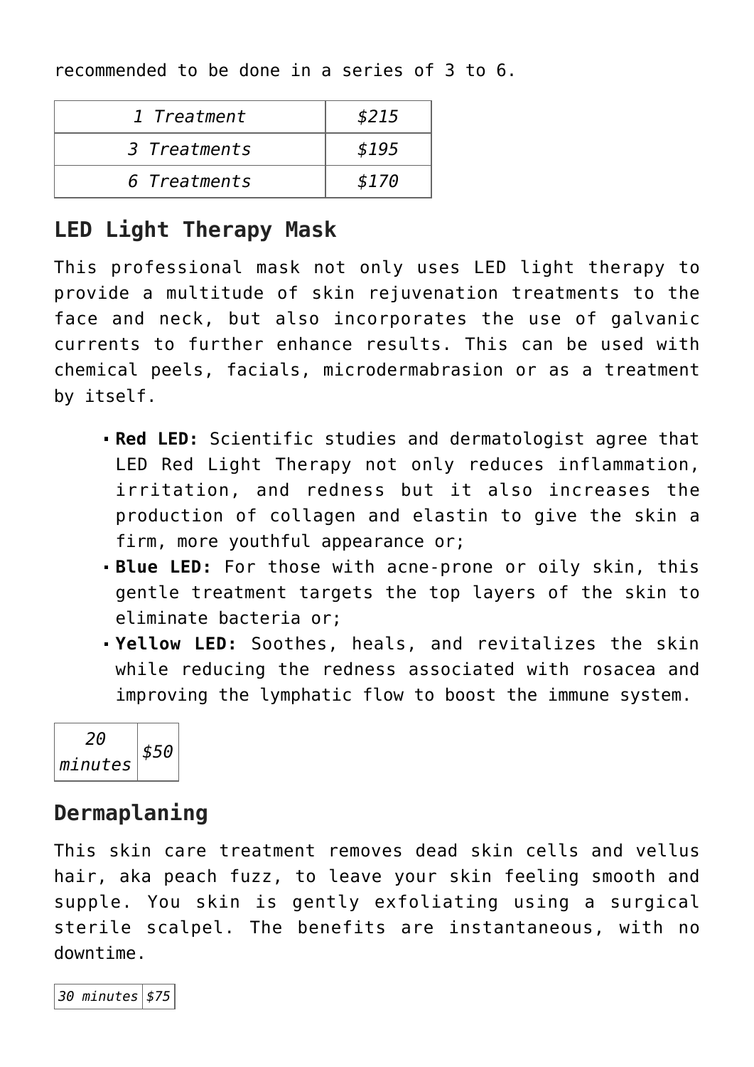recommended to be done in a series of 3 to 6.

| *1 Treatment* | *$215* |
|---|---|
| *3 Treatments* | *$195* |
| *6 Treatments* | *$170* |

## LED Light Therapy Mask

This professional mask not only uses LED light therapy to provide a multitude of skin rejuvenation treatments to the face and neck, but also incorporates the use of galvanic currents to further enhance results. This can be used with chemical peels, facials, microdermabrasion or as a treatment by itself.

- **Red LED:** Scientific studies and dermatologist agree that LED Red Light Therapy not only reduces inflammation, irritation, and redness but it also increases the production of collagen and elastin to give the skin a firm, more youthful appearance or;
- **Blue LED:** For those with acne-prone or oily skin, this gentle treatment targets the top layers of the skin to eliminate bacteria or;
- **Yellow LED:** Soothes, heals, and revitalizes the skin while reducing the redness associated with rosacea and improving the lymphatic flow to boost the immune system.

| *20 minutes* | *$50* |
|---|---|

## Dermaplaning

This skin care treatment removes dead skin cells and vellus hair, aka peach fuzz, to leave your skin feeling smooth and supple. You skin is gently exfoliating using a surgical sterile scalpel. The benefits are instantaneous, with no downtime.

| *30 minutes* | *$75* |
|---|---|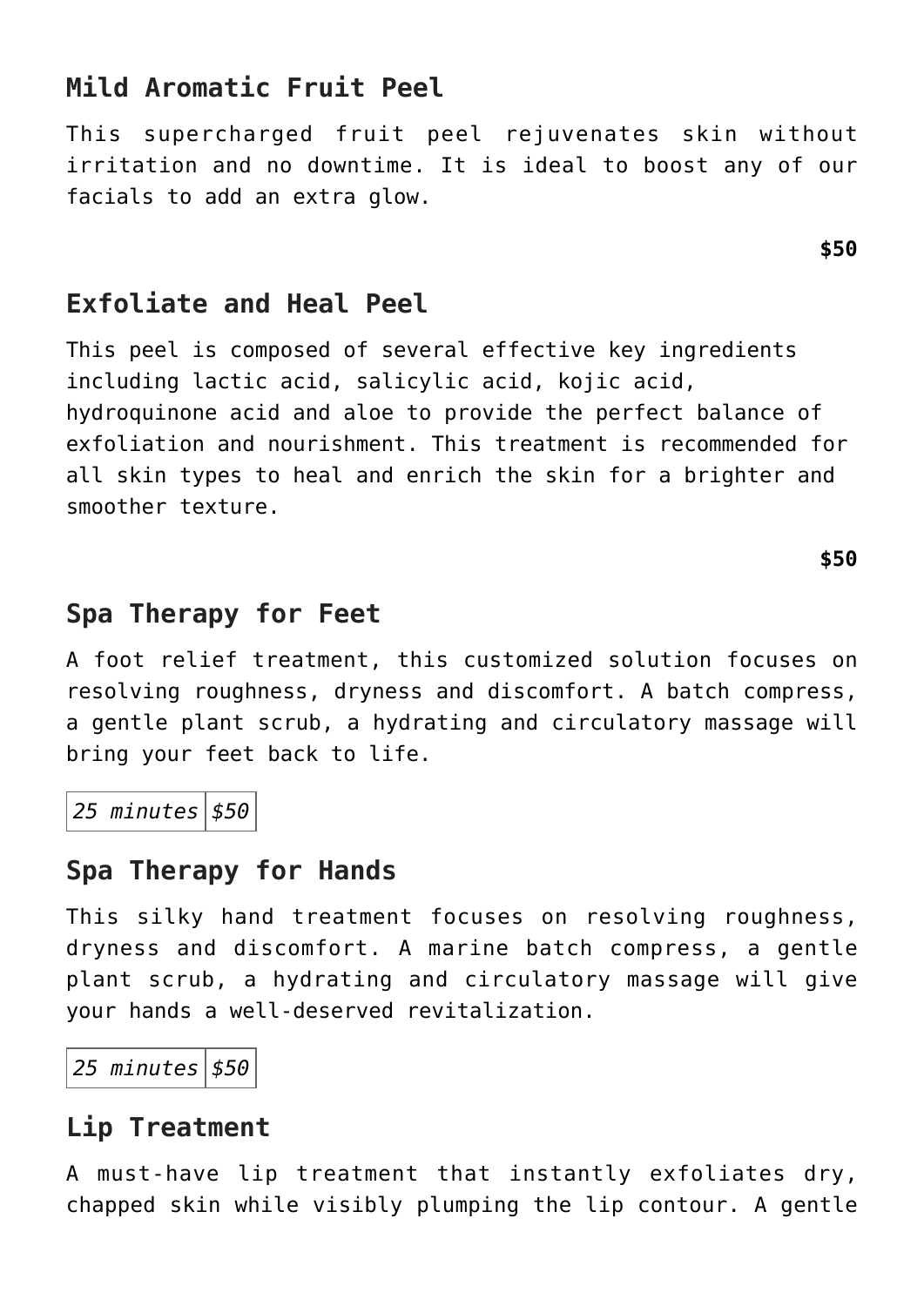## Mild Aromatic Fruit Peel

This supercharged fruit peel rejuvenates skin without irritation and no downtime. It is ideal to boost any of our facials to add an extra glow.

**$50**

## Exfoliate and Heal Peel

This peel is composed of several effective key ingredients including lactic acid, salicylic acid, kojic acid, hydroquinone acid and aloe to provide the perfect balance of exfoliation and nourishment. This treatment is recommended for all skin types to heal and enrich the skin for a brighter and smoother texture.

**$50**

## Spa Therapy for Feet

A foot relief treatment, this customized solution focuses on resolving roughness, dryness and discomfort. A batch compress, a gentle plant scrub, a hydrating and circulatory massage will bring your feet back to life.

| *25 minutes* | *$50* |
|---|---|

## Spa Therapy for Hands

This silky hand treatment focuses on resolving roughness, dryness and discomfort. A marine batch compress, a gentle plant scrub, a hydrating and circulatory massage will give your hands a well-deserved revitalization.

| *25 minutes* | *$50* |
|---|---|

## Lip Treatment

A must-have lip treatment that instantly exfoliates dry, chapped skin while visibly plumping the lip contour. A gentle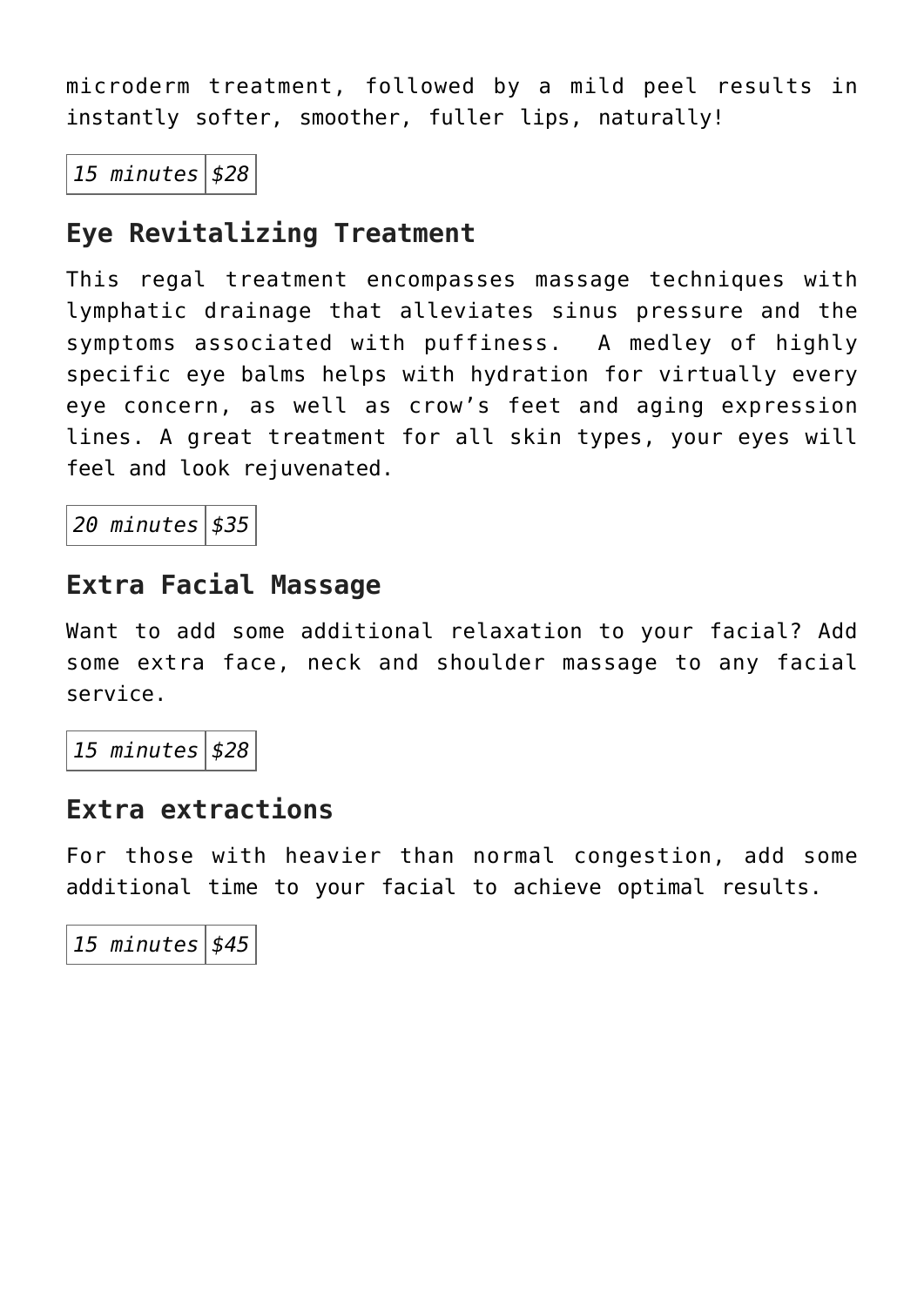microderm treatment, followed by a mild peel results in instantly softer, smoother, fuller lips, naturally!

| | |
|---|---|
| *15 minutes* | *$28* |

## Eye Revitalizing Treatment

This regal treatment encompasses massage techniques with lymphatic drainage that alleviates sinus pressure and the symptoms associated with puffiness. A medley of highly specific eye balms helps with hydration for virtually every eye concern, as well as crow's feet and aging expression lines. A great treatment for all skin types, your eyes will feel and look rejuvenated.

| | |
|---|---|
| *20 minutes* | *$35* |

## Extra Facial Massage

Want to add some additional relaxation to your facial? Add some extra face, neck and shoulder massage to any facial service.

| | |
|---|---|
| *15 minutes* | *$28* |

## Extra extractions

For those with heavier than normal congestion, add some additional time to your facial to achieve optimal results.

| | |
|---|---|
| *15 minutes* | *$45* |